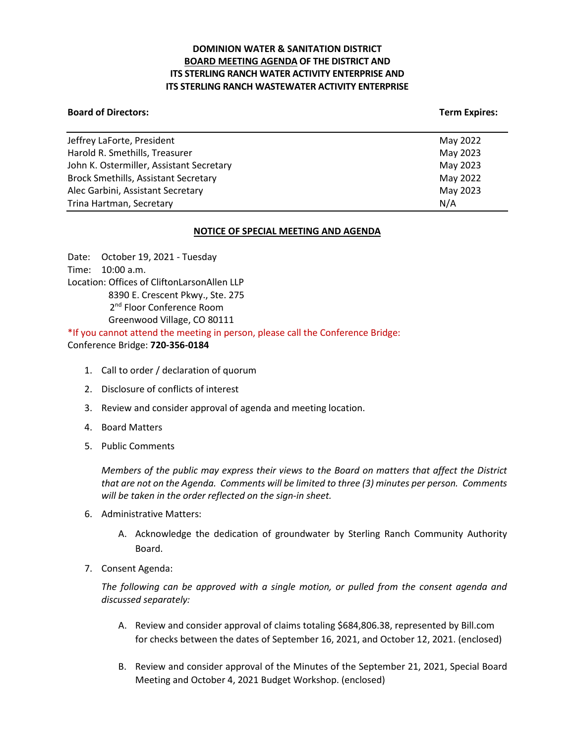# DOMINION WATER & SANITATION DISTRICT
## BOARD MEETING AGENDA OF THE DISTRICT AND ITS STERLING RANCH WATER ACTIVITY ENTERPRISE AND ITS STERLING RANCH WASTEWATER ACTIVITY ENTERPRISE

| Board of Directors: | Term Expires: |
|---|---|
| Jeffrey LaForte, President | May 2022 |
| Harold R. Smethills, Treasurer | May 2023 |
| John K. Ostermiller, Assistant Secretary | May 2023 |
| Brock Smethills, Assistant Secretary | May 2022 |
| Alec Garbini, Assistant Secretary | May 2023 |
| Trina Hartman, Secretary | N/A |

### NOTICE OF SPECIAL MEETING AND AGENDA

Date: October 19, 2021 - Tuesday
Time: 10:00 a.m.
Location: Offices of CliftonLarsonAllen LLP
8390 E. Crescent Pkwy., Ste. 275
2nd Floor Conference Room
Greenwood Village, CO 80111

*If you cannot attend the meeting in person, please call the Conference Bridge:
Conference Bridge: **720-356-0184**

1. Call to order / declaration of quorum

2. Disclosure of conflicts of interest

3. Review and consider approval of agenda and meeting location.

4. Board Matters

5. Public Comments

   *Members of the public may express their views to the Board on matters that affect the District that are not on the Agenda. Comments will be limited to three (3) minutes per person. Comments will be taken in the order reflected on the sign-in sheet.*

6. Administrative Matters:

   A. Acknowledge the dedication of groundwater by Sterling Ranch Community Authority Board.

7. Consent Agenda:

   *The following can be approved with a single motion, or pulled from the consent agenda and discussed separately:*

   A. Review and consider approval of claims totaling $684,806.38, represented by Bill.com for checks between the dates of September 16, 2021, and October 12, 2021. (enclosed)

   B. Review and consider approval of the Minutes of the September 21, 2021, Special Board Meeting and October 4, 2021 Budget Workshop. (enclosed)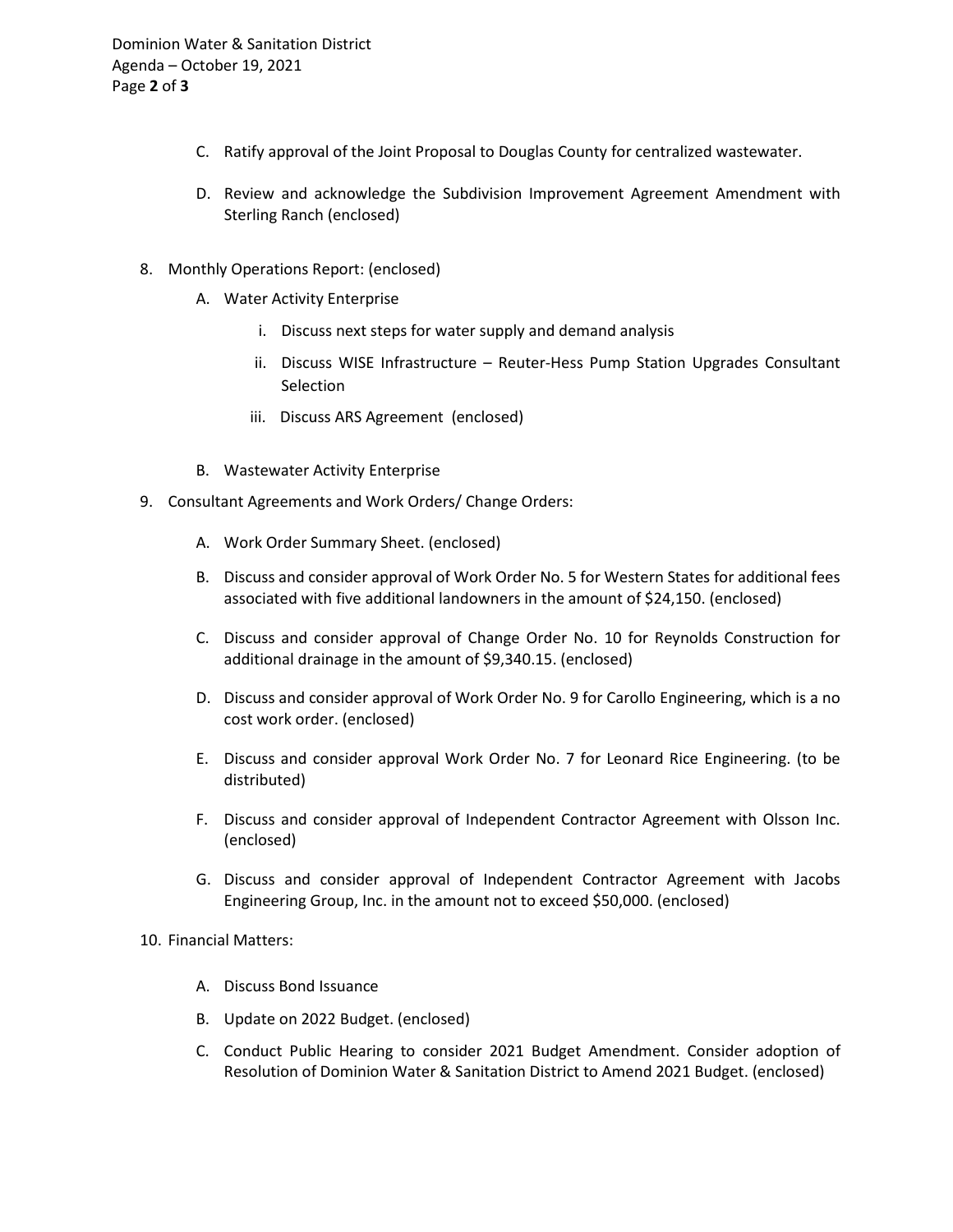C. Ratify approval of the Joint Proposal to Douglas County for centralized wastewater.

D. Review and acknowledge the Subdivision Improvement Agreement Amendment with Sterling Ranch (enclosed)

8. Monthly Operations Report: (enclosed)

   A. Water Activity Enterprise

      i. Discuss next steps for water supply and demand analysis

      ii. Discuss WISE Infrastructure – Reuter-Hess Pump Station Upgrades Consultant Selection

      iii. Discuss ARS Agreement (enclosed)

   B. Wastewater Activity Enterprise

9. Consultant Agreements and Work Orders/ Change Orders:

   A. Work Order Summary Sheet. (enclosed)

   B. Discuss and consider approval of Work Order No. 5 for Western States for additional fees associated with five additional landowners in the amount of $24,150. (enclosed)

   C. Discuss and consider approval of Change Order No. 10 for Reynolds Construction for additional drainage in the amount of $9,340.15. (enclosed)

   D. Discuss and consider approval of Work Order No. 9 for Carollo Engineering, which is a no cost work order. (enclosed)

   E. Discuss and consider approval Work Order No. 7 for Leonard Rice Engineering. (to be distributed)

   F. Discuss and consider approval of Independent Contractor Agreement with Olsson Inc. (enclosed)

   G. Discuss and consider approval of Independent Contractor Agreement with Jacobs Engineering Group, Inc. in the amount not to exceed $50,000. (enclosed)

10. Financial Matters:

   A. Discuss Bond Issuance

   B. Update on 2022 Budget. (enclosed)

   C. Conduct Public Hearing to consider 2021 Budget Amendment. Consider adoption of Resolution of Dominion Water & Sanitation District to Amend 2021 Budget. (enclosed)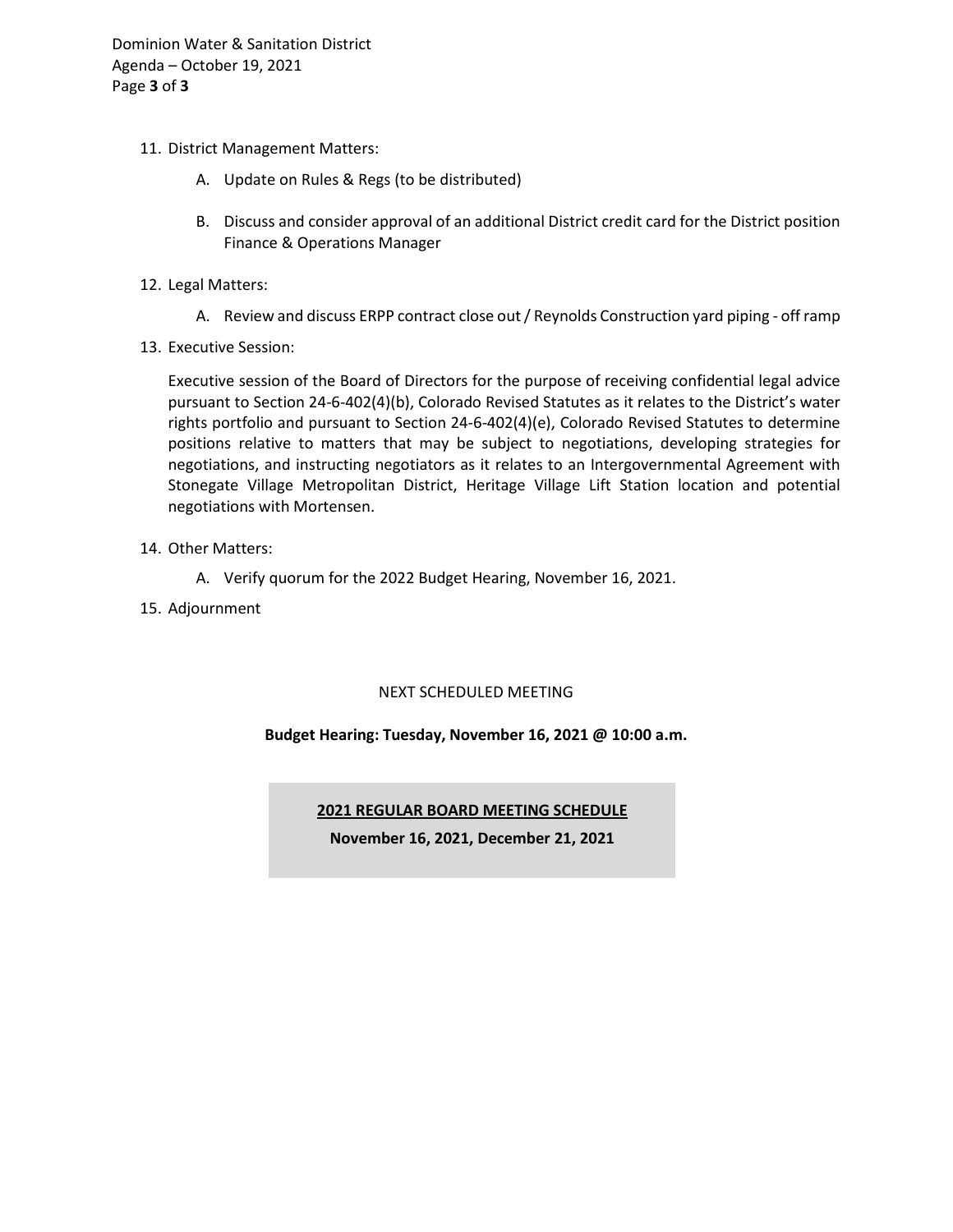11. District Management Matters:

    A. Update on Rules & Regs (to be distributed)

    B. Discuss and consider approval of an additional District credit card for the District position Finance & Operations Manager

12. Legal Matters:

    A. Review and discuss ERPP contract close out / Reynolds Construction yard piping - off ramp

13. Executive Session:

    Executive session of the Board of Directors for the purpose of receiving confidential legal advice pursuant to Section 24-6-402(4)(b), Colorado Revised Statutes as it relates to the District's water rights portfolio and pursuant to Section 24-6-402(4)(e), Colorado Revised Statutes to determine positions relative to matters that may be subject to negotiations, developing strategies for negotiations, and instructing negotiators as it relates to an Intergovernmental Agreement with Stonegate Village Metropolitan District, Heritage Village Lift Station location and potential negotiations with Mortensen.

14. Other Matters:

    A. Verify quorum for the 2022 Budget Hearing, November 16, 2021.

15. Adjournment

NEXT SCHEDULED MEETING

**Budget Hearing: Tuesday, November 16, 2021 @ 10:00 a.m.**

**2021 REGULAR BOARD MEETING SCHEDULE**

**November 16, 2021, December 21, 2021**